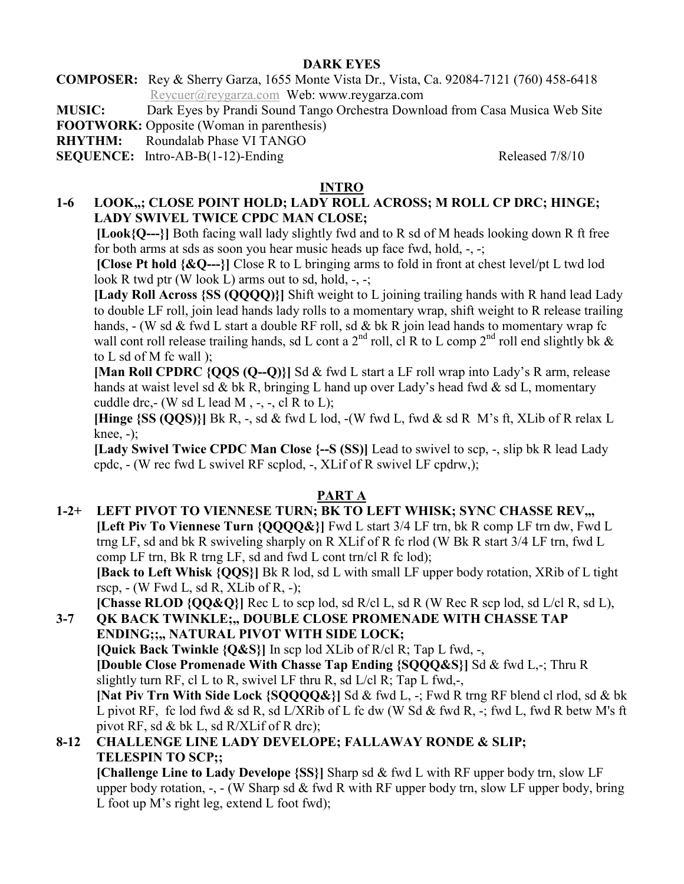# DARK EYES

**COMPOSER:** Rey & Sherry Garza, 1655 Monte Vista Dr., Vista, Ca. 92084-7121 (760) 458-6418
Reycuer@reygarza.com Web: www.reygarza.com

**MUSIC:** Dark Eyes by Prandi Sound Tango Orchestra Download from Casa Musica Web Site

**FOOTWORK:** Opposite (Woman in parenthesis)

**RHYTHM:** Roundalab Phase VI TANGO

**SEQUENCE:** Intro-AB-B(1-12)-Ending Released 7/8/10

## INTRO

**1-6 LOOK,,; CLOSE POINT HOLD; LADY ROLL ACROSS; M ROLL CP DRC; HINGE; LADY SWIVEL TWICE CPDC MAN CLOSE;**

**[Look{Q---}]** Both facing wall lady slightly fwd and to R sd of M heads looking down R ft free for both arms at sds as soon you hear music heads up face fwd, hold, -, -;

**[Close Pt hold {&Q---}]** Close R to L bringing arms to fold in front at chest level/pt L twd lod look R twd ptr (W look L) arms out to sd, hold, -, -;

**[Lady Roll Across {SS (QQQQ)}]** Shift weight to L joining trailing hands with R hand lead Lady to double LF roll, join lead hands lady rolls to a momentary wrap, shift weight to R release trailing hands, - (W sd & fwd L start a double RF roll, sd & bk R join lead hands to momentary wrap fc wall cont roll release trailing hands, sd L cont a 2nd roll, cl R to L comp 2nd roll end slightly bk & to L sd of M fc wall );

**[Man Roll CPDRC {QQS (Q--Q)}]** Sd & fwd L start a LF roll wrap into Lady's R arm, release hands at waist level sd & bk R, bringing L hand up over Lady's head fwd & sd L, momentary cuddle drc,- (W sd L lead M , -, -, cl R to L);

**[Hinge {SS (QQS)}]** Bk R, -, sd & fwd L lod, -(W fwd L, fwd & sd R M's ft, XLib of R relax L knee, -);

**[Lady Swivel Twice CPDC Man Close {--S (SS)]** Lead to swivel to scp, -, slip bk R lead Lady cpdc, - (W rec fwd L swivel RF scplod, -, XLif of R swivel LF cpdrw,);

## PART A

**1-2+ LEFT PIVOT TO VIENNESE TURN; BK TO LEFT WHISK; SYNC CHASSE REV,,,**

**[Left Piv To Viennese Turn {QQQQ&}]** Fwd L start 3/4 LF trn, bk R comp LF trn dw, Fwd L trng LF, sd and bk R swiveling sharply on R XLif of R fc rlod (W Bk R start 3/4 LF trn, fwd L comp LF trn, Bk R trng LF, sd and fwd L cont trn/cl R fc lod);

**[Back to Left Whisk {QQS}]** Bk R lod, sd L with small LF upper body rotation, XRib of L tight rscp, - (W Fwd L, sd R, XLib of R, -);

**[Chasse RLOD {QQ&Q}]** Rec L to scp lod, sd R/cl L, sd R (W Rec R scp lod, sd L/cl R, sd L),

**3-7 QK BACK TWINKLE;,, DOUBLE CLOSE PROMENADE WITH CHASSE TAP ENDING;;,, NATURAL PIVOT WITH SIDE LOCK;**

**[Quick Back Twinkle {Q&S}]** In scp lod XLib of R/cl R; Tap L fwd, -,

**[Double Close Promenade With Chasse Tap Ending {SQQQ&S}]** Sd & fwd L,-; Thru R slightly turn RF, cl L to R, swivel LF thru R, sd L/cl R; Tap L fwd,-,

**[Nat Piv Trn With Side Lock {SQQQQ&}]** Sd & fwd L, -; Fwd R trng RF blend cl rlod, sd & bk L pivot RF, fc lod fwd & sd R, sd L/XRib of L fc dw (W Sd & fwd R, -; fwd L, fwd R betw M's ft pivot RF, sd & bk L, sd R/XLif of R drc);

**8-12 CHALLENGE LINE LADY DEVELOPE; FALLAWAY RONDE & SLIP; TELESPIN TO SCP;;**

**[Challenge Line to Lady Develope {SS}]** Sharp sd & fwd L with RF upper body trn, slow LF upper body rotation, -, - (W Sharp sd & fwd R with RF upper body trn, slow LF upper body, bring L foot up M's right leg, extend L foot fwd);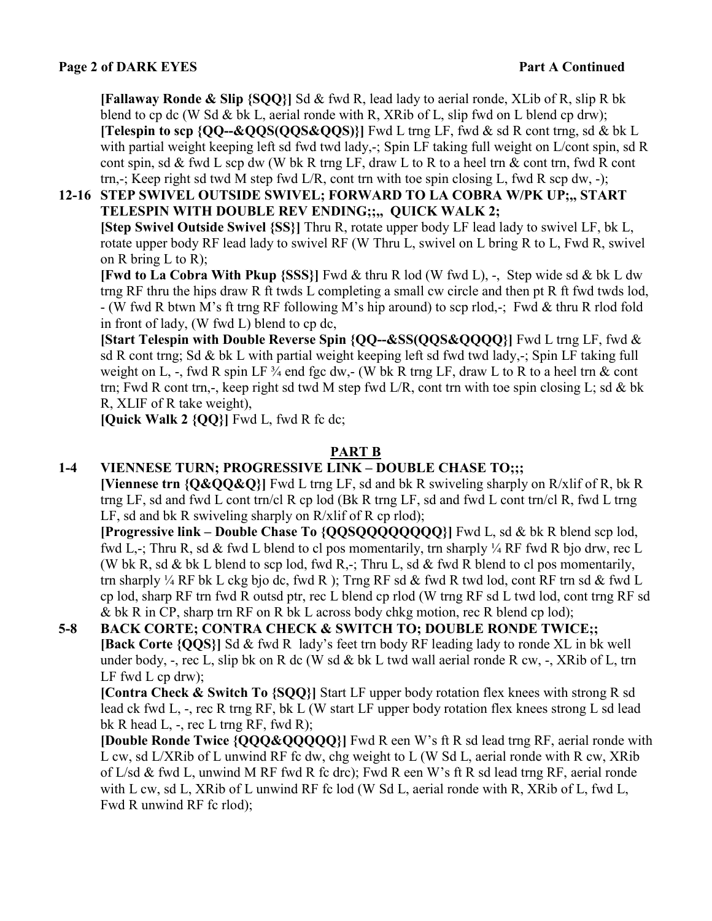**[Fallaway Ronde & Slip {SQQ}]** Sd & fwd R, lead lady to aerial ronde, XLib of R, slip R bk blend to cp dc (W Sd & bk L, aerial ronde with R, XRib of L, slip fwd on L blend cp drw);

**[Telespin to scp {QQ--&QQS(QQS&QQS)}]** Fwd L trng LF, fwd & sd R cont trng, sd & bk L with partial weight keeping left sd fwd twd lady,-; Spin LF taking full weight on L/cont spin, sd R cont spin, sd & fwd L scp dw (W bk R trng LF, draw L to R to a heel trn & cont trn, fwd R cont trn,-; Keep right sd twd M step fwd L/R, cont trn with toe spin closing L, fwd R scp dw, -);

**12-16 STEP SWIVEL OUTSIDE SWIVEL; FORWARD TO LA COBRA W/PK UP;,, START TELESPIN WITH DOUBLE REV ENDING;;,, QUICK WALK 2;**

**[Step Swivel Outside Swivel {SS}]** Thru R, rotate upper body LF lead lady to swivel LF, bk L, rotate upper body RF lead lady to swivel RF (W Thru L, swivel on L bring R to L, Fwd R, swivel on R bring L to R);

**[Fwd to La Cobra With Pkup {SSS}]** Fwd & thru R lod (W fwd L), -, Step wide sd & bk L dw trng RF thru the hips draw R ft twds L completing a small cw circle and then pt R ft fwd twds lod, - (W fwd R btwn M's ft trng RF following M's hip around) to scp rlod,-; Fwd & thru R rlod fold in front of lady, (W fwd L) blend to cp dc,

**[Start Telespin with Double Reverse Spin {QQ--&SS(QQS&QQQQ}]** Fwd L trng LF, fwd & sd R cont trng; Sd & bk L with partial weight keeping left sd fwd twd lady,-; Spin LF taking full weight on L, -, fwd R spin LF ¾ end fgc dw,- (W bk R trng LF, draw L to R to a heel trn & cont trn; Fwd R cont trn,-, keep right sd twd M step fwd L/R, cont trn with toe spin closing L; sd & bk R, XLIF of R take weight),

**[Quick Walk 2 {QQ}]** Fwd L, fwd R fc dc;

## PART B

**1-4 VIENNESE TURN; PROGRESSIVE LINK – DOUBLE CHASE TO;;;**

**[Viennese trn {Q&QQ&Q}]** Fwd L trng LF, sd and bk R swiveling sharply on R/xlif of R, bk R trng LF, sd and fwd L cont trn/cl R cp lod (Bk R trng LF, sd and fwd L cont trn/cl R, fwd L trng LF, sd and bk R swiveling sharply on R/xlif of R cp rlod);

**[Progressive link – Double Chase To {QQSQQQQQQQQ}]** Fwd L, sd & bk R blend scp lod, fwd L,-; Thru R, sd & fwd L blend to cl pos momentarily, trn sharply ¼ RF fwd R bjo drw, rec L (W bk R, sd & bk L blend to scp lod, fwd R,-; Thru L, sd & fwd R blend to cl pos momentarily, trn sharply ¼ RF bk L ckg bjo dc, fwd R ); Trng RF sd & fwd R twd lod, cont RF trn sd & fwd L cp lod, sharp RF trn fwd R outsd ptr, rec L blend cp rlod (W trng RF sd L twd lod, cont trng RF sd & bk R in CP, sharp trn RF on R bk L across body chkg motion, rec R blend cp lod);

**5-8 BACK CORTE; CONTRA CHECK & SWITCH TO; DOUBLE RONDE TWICE;;**

**[Back Corte {QQS}]** Sd & fwd R lady's feet trn body RF leading lady to ronde XL in bk well under body, -, rec L, slip bk on R dc (W sd & bk L twd wall aerial ronde R cw, -, XRib of L, trn LF fwd L cp drw);

**[Contra Check & Switch To {SQQ}]** Start LF upper body rotation flex knees with strong R sd lead ck fwd L, -, rec R trng RF, bk L (W start LF upper body rotation flex knees strong L sd lead bk R head L, -, rec L trng RF, fwd R);

**[Double Ronde Twice {QQQ&QQQQQ}]** Fwd R een W's ft R sd lead trng RF, aerial ronde with L cw, sd L/XRib of L unwind RF fc dw, chg weight to L (W Sd L, aerial ronde with R cw, XRib of L/sd & fwd L, unwind M RF fwd R fc drc); Fwd R een W's ft R sd lead trng RF, aerial ronde with L cw, sd L, XRib of L unwind RF fc lod (W Sd L, aerial ronde with R, XRib of L, fwd L, Fwd R unwind RF fc rlod);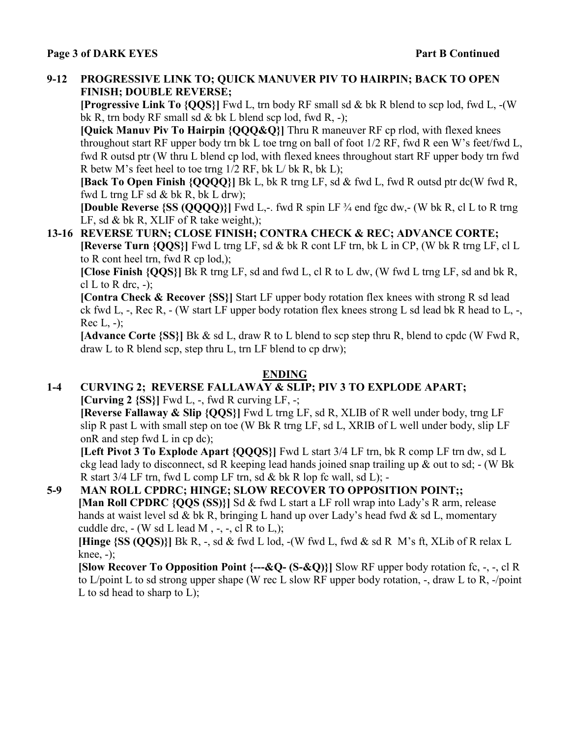**Page 3 of DARK EYES** **Part B Continued**

**9-12 PROGRESSIVE LINK TO; QUICK MANUVER PIV TO HAIRPIN; BACK TO OPEN FINISH; DOUBLE REVERSE;**

**[Progressive Link To {QQS}]** Fwd L, trn body RF small sd & bk R blend to scp lod, fwd L, -(W bk R, trn body RF small sd & bk L blend scp lod, fwd R, -);

**[Quick Manuv Piv To Hairpin {QQQ&Q}]** Thru R maneuver RF cp rlod, with flexed knees throughout start RF upper body trn bk L toe trng on ball of foot 1/2 RF, fwd R een W's feet/fwd L, fwd R outsd ptr (W thru L blend cp lod, with flexed knees throughout start RF upper body trn fwd R betw M's feet heel to toe trng 1/2 RF, bk L/ bk R, bk L);

**[Back To Open Finish {QQQQ}]** Bk L, bk R trng LF, sd & fwd L, fwd R outsd ptr dc(W fwd R, fwd L trng LF sd & bk R, bk L drw);

**[Double Reverse {SS (QQQQ)}]** Fwd L,-. fwd R spin LF ¾ end fgc dw,- (W bk R, cl L to R trng LF, sd & bk R, XLIF of R take weight,);

**13-16 REVERSE TURN; CLOSE FINISH; CONTRA CHECK & REC; ADVANCE CORTE;**

**[Reverse Turn {QQS}]** Fwd L trng LF, sd & bk R cont LF trn, bk L in CP, (W bk R trng LF, cl L to R cont heel trn, fwd R cp lod,);

**[Close Finish {QQS}]** Bk R trng LF, sd and fwd L, cl R to L dw, (W fwd L trng LF, sd and bk R, cl L to R drc, -);

**[Contra Check & Recover {SS}]** Start LF upper body rotation flex knees with strong R sd lead ck fwd L, -, Rec R, - (W start LF upper body rotation flex knees strong L sd lead bk R head to L, -, Rec L, -);

**[Advance Corte {SS}]** Bk & sd L, draw R to L blend to scp step thru R, blend to cpdc (W Fwd R, draw L to R blend scp, step thru L, trn LF blend to cp drw);

## ENDING

**1-4 CURVING 2; REVERSE FALLAWAY & SLIP; PIV 3 TO EXPLODE APART;**

**[Curving 2 {SS}]** Fwd L, -, fwd R curving LF, -;

**[Reverse Fallaway & Slip {QQS}]** Fwd L trng LF, sd R, XLIB of R well under body, trng LF slip R past L with small step on toe (W Bk R trng LF, sd L, XRIB of L well under body, slip LF onR and step fwd L in cp dc);

**[Left Pivot 3 To Explode Apart {QQQS}]** Fwd L start 3/4 LF trn, bk R comp LF trn dw, sd L ckg lead lady to disconnect, sd R keeping lead hands joined snap trailing up & out to sd; - (W Bk R start 3/4 LF trn, fwd L comp LF trn, sd & bk R lop fc wall, sd L); -

**5-9 MAN ROLL CPDRC; HINGE; SLOW RECOVER TO OPPOSITION POINT;;**

**[Man Roll CPDRC {QQS (SS)}]** Sd & fwd L start a LF roll wrap into Lady's R arm, release hands at waist level sd & bk R, bringing L hand up over Lady's head fwd & sd L, momentary cuddle drc, - (W sd L lead M , -, -, cl R to L,);

**[Hinge {SS (QQS)}]** Bk R, -, sd & fwd L lod, -(W fwd L, fwd & sd R M's ft, XLib of R relax L knee, -);

**[Slow Recover To Opposition Point {---&Q- (S-&Q)}]** Slow RF upper body rotation fc, -, -, cl R to L/point L to sd strong upper shape (W rec L slow RF upper body rotation, -, draw L to R, -/point L to sd head to sharp to L);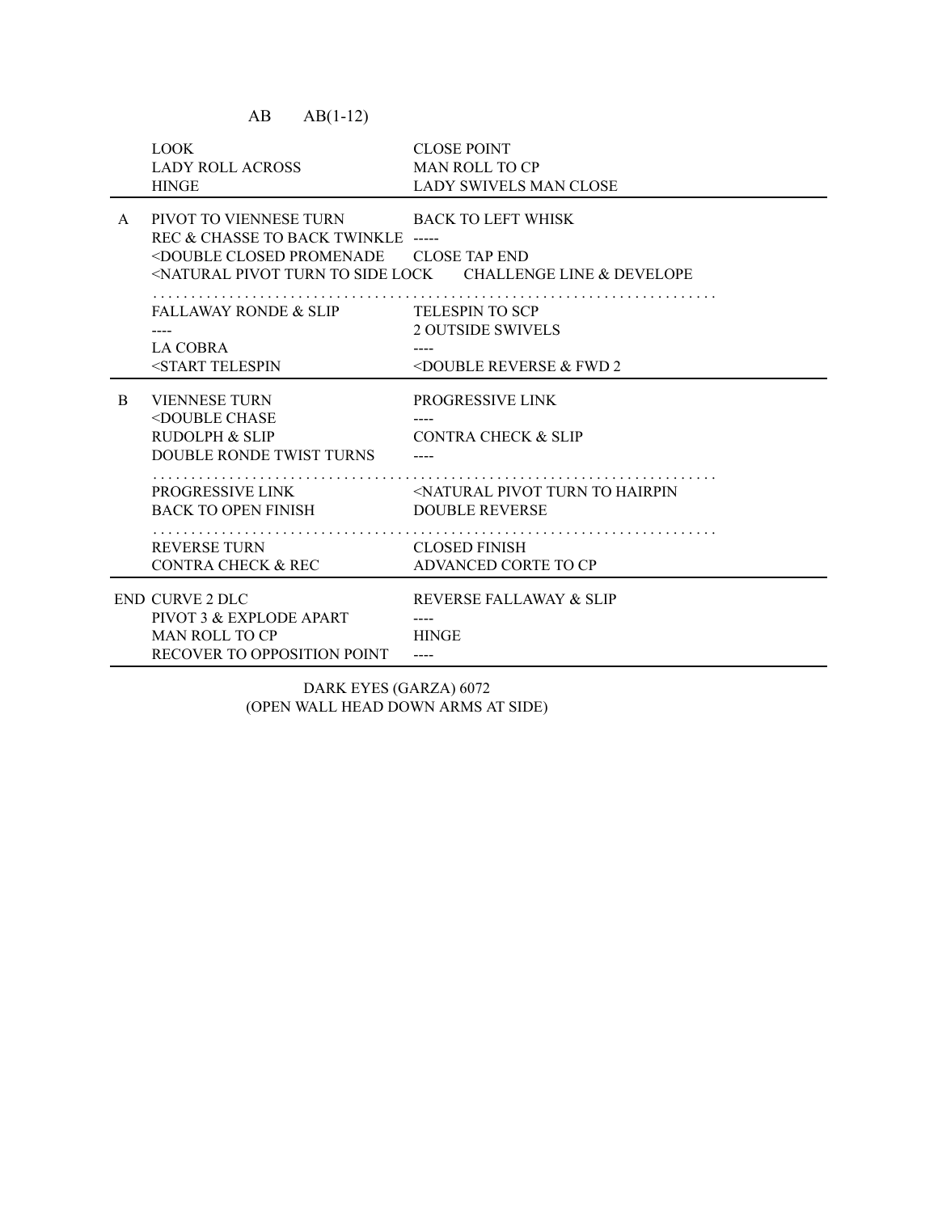AB AB(1-12)

| | | |
|---|---|---|
| | LOOK | CLOSE POINT |
| | LADY ROLL ACROSS | MAN ROLL TO CP |
| | HINGE | LADY SWIVELS MAN CLOSE |
| A | PIVOT TO VIENNESE TURN | BACK TO LEFT WHISK |
| | REC & CHASSE TO BACK TWINKLE | ----- |
| | <DOUBLE CLOSED PROMENADE | CLOSE TAP END |
| | <NATURAL PIVOT TURN TO SIDE LOCK | CHALLENGE LINE & DEVELOPE |
| | . . . . . . . . . . . . . . . . . . . . . . . . . . . . . . . . . . | . . . . . . . . . . . . . . . . . . . . . . . . . . . . . . . . . . . . |
| | FALLAWAY RONDE & SLIP | TELESPIN TO SCP |
| | ---- | 2 OUTSIDE SWIVELS |
| | LA COBRA | ---- |
| | <START TELESPIN | <DOUBLE REVERSE & FWD 2 |
| B | VIENNESE TURN | PROGRESSIVE LINK |
| | <DOUBLE CHASE | ---- |
| | RUDOLPH & SLIP | CONTRA CHECK & SLIP |
| | DOUBLE RONDE TWIST TURNS | ---- |
| | . . . . . . . . . . . . . . . . . . . . . . . . . . . . . . . . . . | . . . . . . . . . . . . . . . . . . . . . . . . . . . . . . . . . . . . |
| | PROGRESSIVE LINK | <NATURAL PIVOT TURN TO HAIRPIN |
| | BACK TO OPEN FINISH | DOUBLE REVERSE |
| | . . . . . . . . . . . . . . . . . . . . . . . . . . . . . . . . . . | . . . . . . . . . . . . . . . . . . . . . . . . . . . . . . . . . . . . |
| | REVERSE TURN | CLOSED FINISH |
| | CONTRA CHECK & REC | ADVANCED CORTE TO CP |
| END | CURVE 2 DLC | REVERSE FALLAWAY & SLIP |
| | PIVOT 3 & EXPLODE APART | ---- |
| | MAN ROLL TO CP | HINGE |
| | RECOVER TO OPPOSITION POINT | ---- |

DARK EYES (GARZA) 6072
(OPEN WALL HEAD DOWN ARMS AT SIDE)